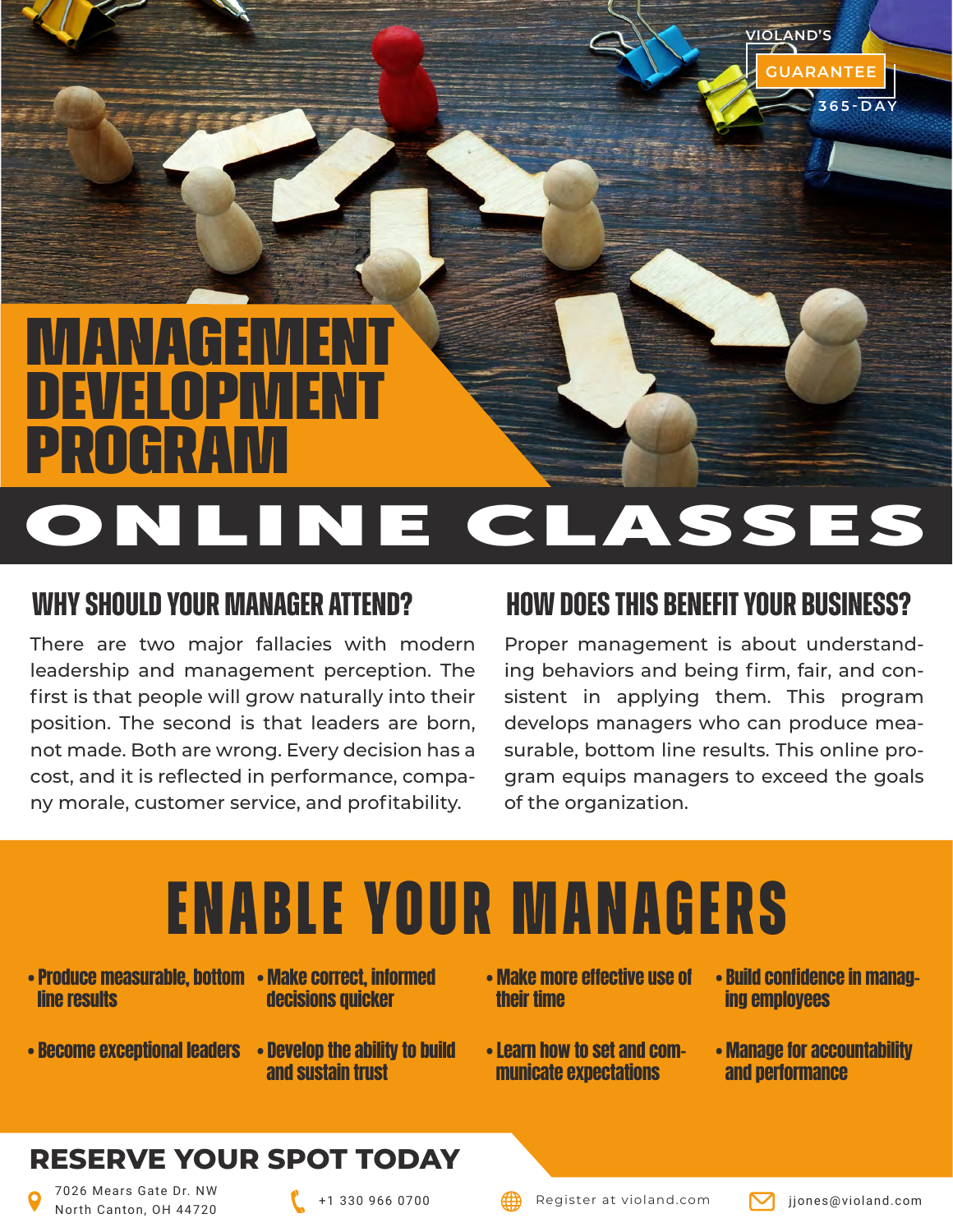VIOLAND'S GUARANTEE 365-DAY

# MANAGEMENT DEVELOPMENT PROGRAM

# ONLINE CLASSES

## WHY SHOULD YOUR MANAGER ATTEND?

There are two major fallacies with modern leadership and management perception. The first is that people will grow naturally into their position. The second is that leaders are born, not made. Both are wrong. Every decision has a cost, and it is reflected in performance, company morale, customer service, and profitability.

## HOW DOES THIS BENEFIT YOUR BUSINESS?

Proper management is about understanding behaviors and being firm, fair, and consistent in applying them. This program develops managers who can produce measurable, bottom line results. This online program equips managers to exceed the goals of the organization.

# ENABLE YOUR MANAGERS

- Produce measurable, bottom line results
- Become exceptional leaders
- Make correct, informed decisions quicker
- Develop the ability to build and sustain trust
- Make more effective use of their time
- Learn how to set and communicate expectations
- Build confidence in managing employees
- Manage for accountability and performance

## RESERVE YOUR SPOT TODAY

7026 Mears Gate Dr. NW
North Canton, OH 44720

+1 330 966 0700

Register at violand.com

jjones@violand.com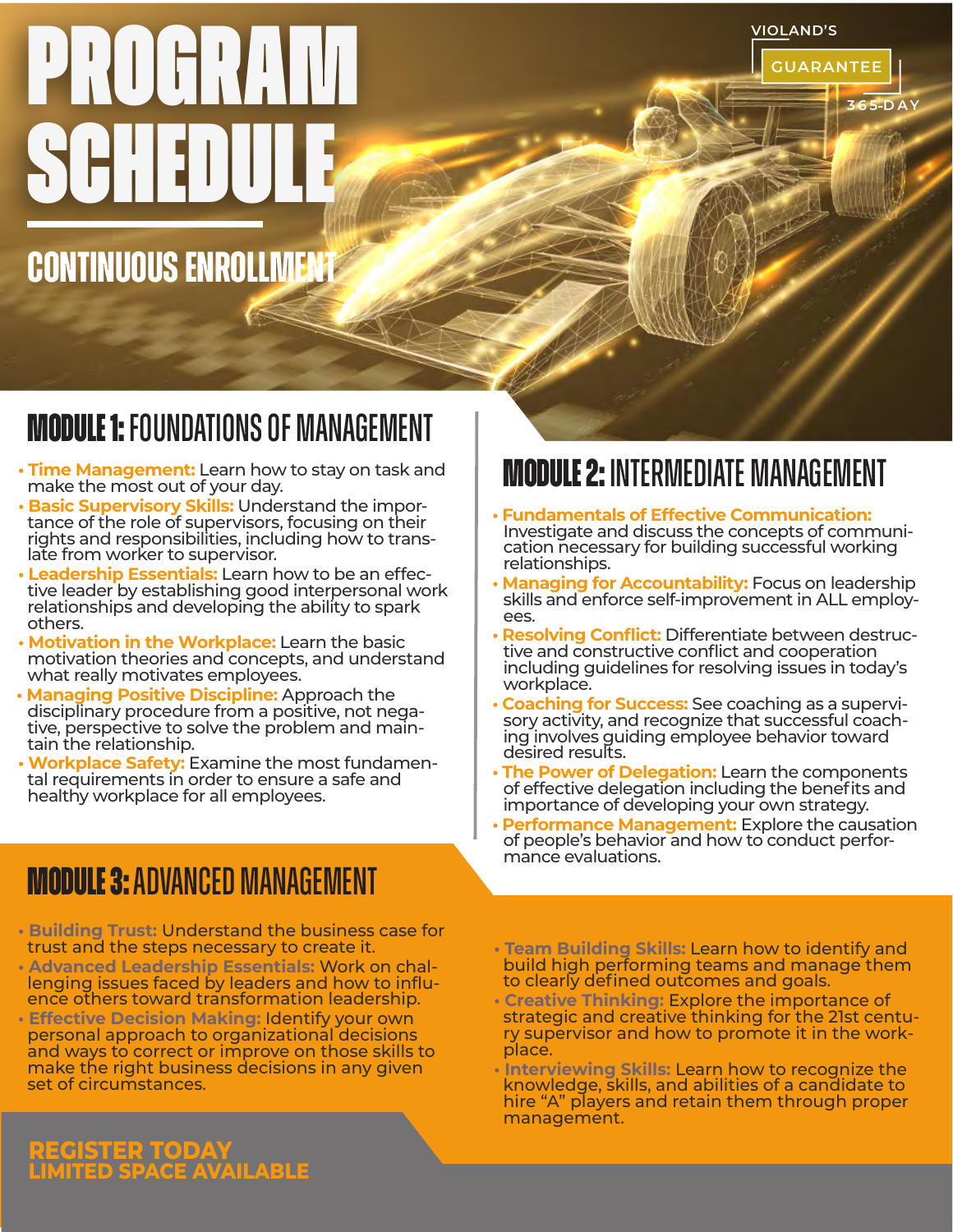# PROGRAM SCHEDULE

VIOLAND'S GUARANTEE 365-DAY

## CONTINUOUS ENROLLMENT

## MODULE 1: FOUNDATIONS OF MANAGEMENT

- **Time Management:** Learn how to stay on task and make the most out of your day.
- **Basic Supervisory Skills:** Understand the importance of the role of supervisors, focusing on their rights and responsibilities, including how to translate from worker to supervisor.
- **Leadership Essentials:** Learn how to be an effective leader by establishing good interpersonal work relationships and developing the ability to spark others.
- **Motivation in the Workplace:** Learn the basic motivation theories and concepts, and understand what really motivates employees.
- **Managing Positive Discipline:** Approach the disciplinary procedure from a positive, not negative, perspective to solve the problem and maintain the relationship.
- **Workplace Safety:** Examine the most fundamental requirements in order to ensure a safe and healthy workplace for all employees.

## MODULE 2: INTERMEDIATE MANAGEMENT

- **Fundamentals of Effective Communication:** Investigate and discuss the concepts of communication necessary for building successful working relationships.
- **Managing for Accountability:** Focus on leadership skills and enforce self-improvement in ALL employees.
- **Resolving Conflict:** Differentiate between destructive and constructive conflict and cooperation including guidelines for resolving issues in today's workplace.
- **Coaching for Success:** See coaching as a supervisory activity, and recognize that successful coaching involves guiding employee behavior toward desired results.
- **The Power of Delegation:** Learn the components of effective delegation including the benefits and importance of developing your own strategy.
- **Performance Management:** Explore the causation of people's behavior and how to conduct performance evaluations.

## MODULE 3: ADVANCED MANAGEMENT

- **Building Trust:** Understand the business case for trust and the steps necessary to create it.
- **Advanced Leadership Essentials:** Work on challenging issues faced by leaders and how to influence others toward transformation leadership.
- **Effective Decision Making:** Identify your own personal approach to organizational decisions and ways to correct or improve on those skills to make the right business decisions in any given set of circumstances.
- **Team Building Skills:** Learn how to identify and build high performing teams and manage them to clearly defined outcomes and goals.
- **Creative Thinking:** Explore the importance of strategic and creative thinking for the 21st century supervisor and how to promote it in the workplace.
- **Interviewing Skills:** Learn how to recognize the knowledge, skills, and abilities of a candidate to hire "A" players and retain them through proper management.

**REGISTER TODAY**
**LIMITED SPACE AVAILABLE**